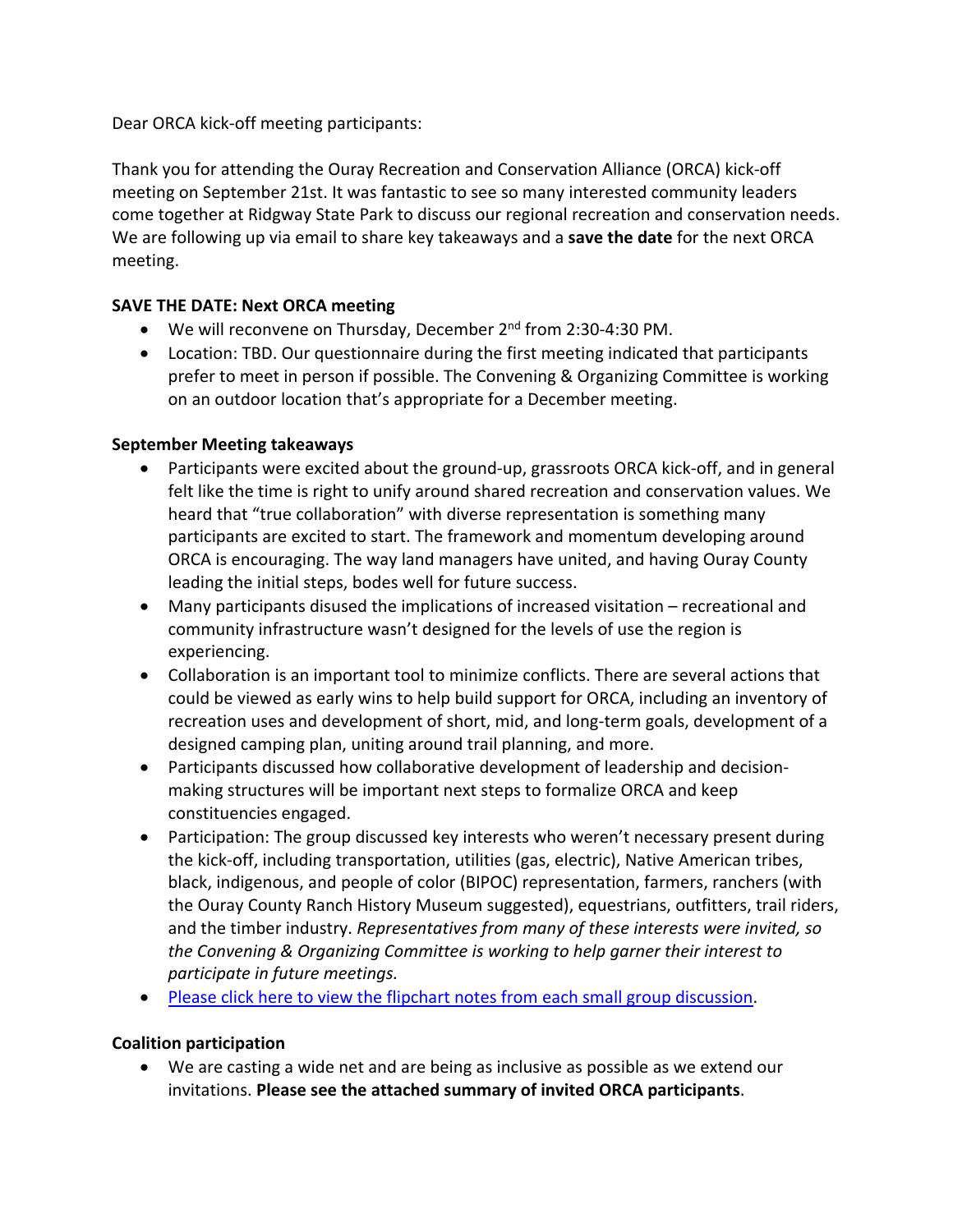Dear ORCA kick-off meeting participants:

Thank you for attending the Ouray Recreation and Conservation Alliance (ORCA) kick-off meeting on September 21st. It was fantastic to see so many interested community leaders come together at Ridgway State Park to discuss our regional recreation and conservation needs. We are following up via email to share key takeaways and a **save the date** for the next ORCA meeting.

**SAVE THE DATE: Next ORCA meeting**

- We will reconvene on Thursday, December 2nd from 2:30-4:30 PM.
- Location: TBD. Our questionnaire during the first meeting indicated that participants prefer to meet in person if possible. The Convening & Organizing Committee is working on an outdoor location that's appropriate for a December meeting.

**September Meeting takeaways**

- Participants were excited about the ground-up, grassroots ORCA kick-off, and in general felt like the time is right to unify around shared recreation and conservation values. We heard that "true collaboration" with diverse representation is something many participants are excited to start. The framework and momentum developing around ORCA is encouraging. The way land managers have united, and having Ouray County leading the initial steps, bodes well for future success.
- Many participants disused the implications of increased visitation – recreational and community infrastructure wasn't designed for the levels of use the region is experiencing.
- Collaboration is an important tool to minimize conflicts. There are several actions that could be viewed as early wins to help build support for ORCA, including an inventory of recreation uses and development of short, mid, and long-term goals, development of a designed camping plan, uniting around trail planning, and more.
- Participants discussed how collaborative development of leadership and decision-making structures will be important next steps to formalize ORCA and keep constituencies engaged.
- Participation: The group discussed key interests who weren't necessary present during the kick-off, including transportation, utilities (gas, electric), Native American tribes, black, indigenous, and people of color (BIPOC) representation, farmers, ranchers (with the Ouray County Ranch History Museum suggested), equestrians, outfitters, trail riders, and the timber industry. *Representatives from many of these interests were invited, so the Convening & Organizing Committee is working to help garner their interest to participate in future meetings.*
- Please click here to view the flipchart notes from each small group discussion.

**Coalition participation**

- We are casting a wide net and are being as inclusive as possible as we extend our invitations. **Please see the attached summary of invited ORCA participants**.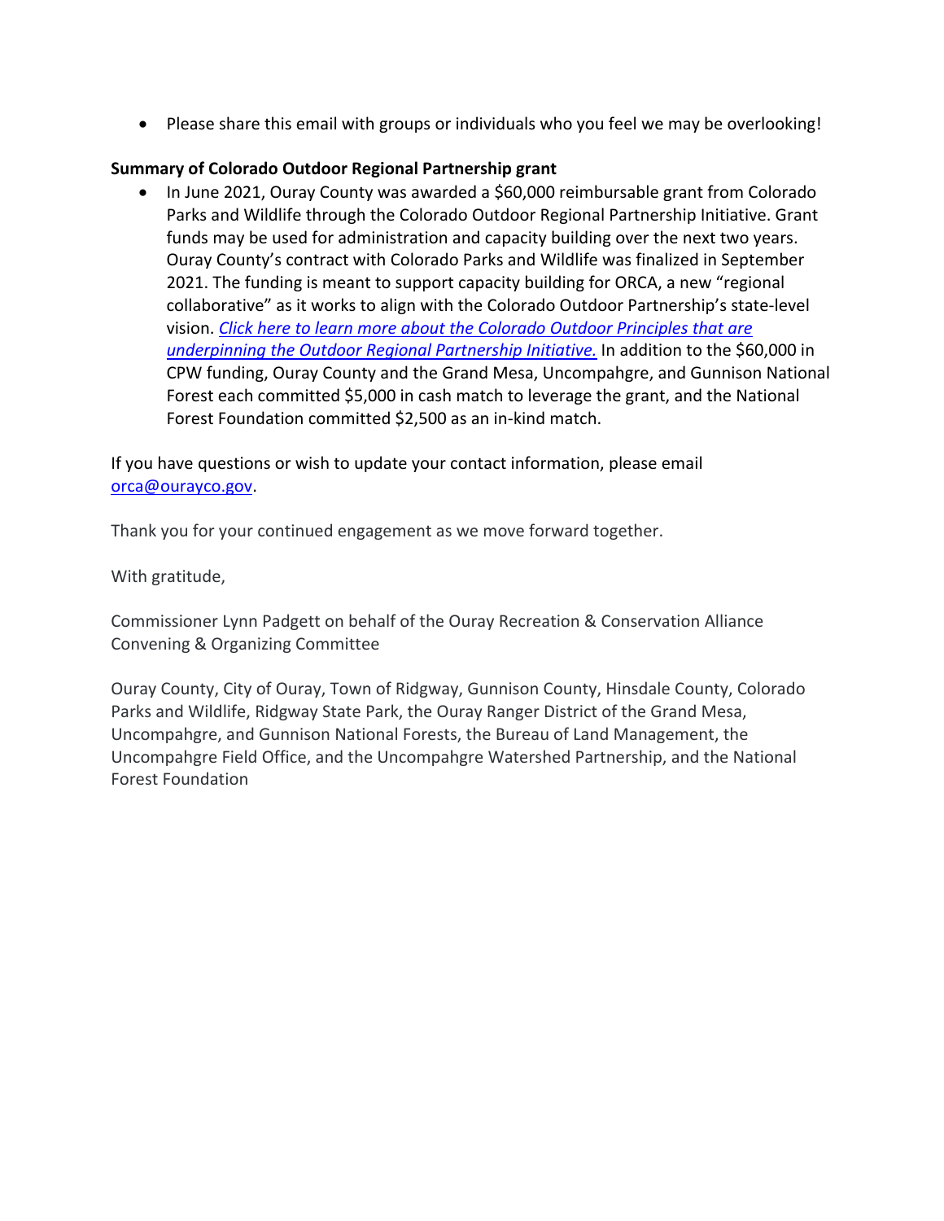- Please share this email with groups or individuals who you feel we may be overlooking!

**Summary of Colorado Outdoor Regional Partnership grant**

- In June 2021, Ouray County was awarded a $60,000 reimbursable grant from Colorado Parks and Wildlife through the Colorado Outdoor Regional Partnership Initiative. Grant funds may be used for administration and capacity building over the next two years. Ouray County's contract with Colorado Parks and Wildlife was finalized in September 2021. The funding is meant to support capacity building for ORCA, a new "regional collaborative" as it works to align with the Colorado Outdoor Partnership's state-level vision. *Click here to learn more about the Colorado Outdoor Principles that are underpinning the Outdoor Regional Partnership Initiative.* In addition to the $60,000 in CPW funding, Ouray County and the Grand Mesa, Uncompahgre, and Gunnison National Forest each committed $5,000 in cash match to leverage the grant, and the National Forest Foundation committed $2,500 as an in-kind match.

If you have questions or wish to update your contact information, please email orca@ourayco.gov.

Thank you for your continued engagement as we move forward together.

With gratitude,

Commissioner Lynn Padgett on behalf of the Ouray Recreation & Conservation Alliance Convening & Organizing Committee

Ouray County, City of Ouray, Town of Ridgway, Gunnison County, Hinsdale County, Colorado Parks and Wildlife, Ridgway State Park, the Ouray Ranger District of the Grand Mesa, Uncompahgre, and Gunnison National Forests, the Bureau of Land Management, the Uncompahgre Field Office, and the Uncompahgre Watershed Partnership, and the National Forest Foundation